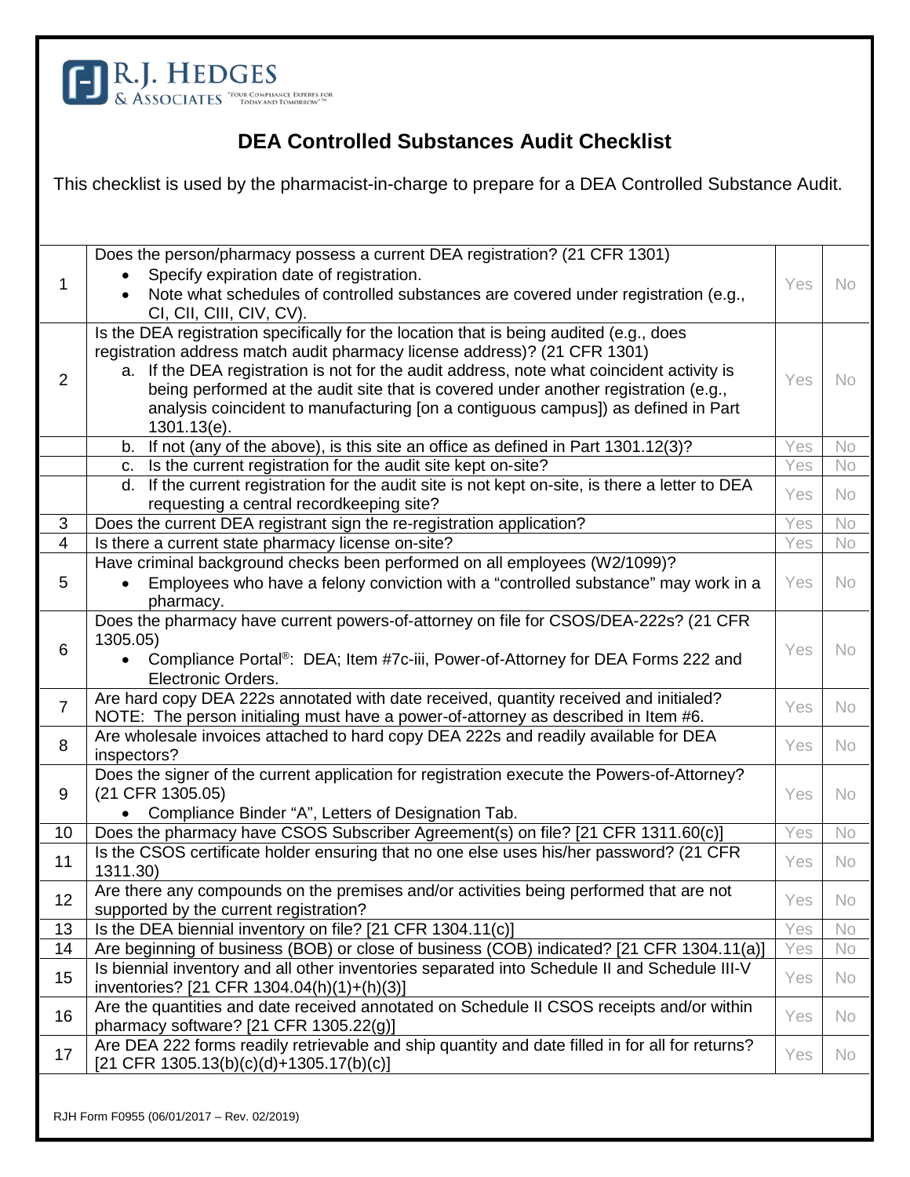R.J. HEDGES & ASSOCIATES "YOUR COMPLIANCE EXPERTS FOR TODAY AND TOMORROW"™

# DEA Controlled Substances Audit Checklist

This checklist is used by the pharmacist-in-charge to prepare for a DEA Controlled Substance Audit.

| | | | |
|---|---|---|---|
| 1 | Does the person/pharmacy possess a current DEA registration? (21 CFR 1301)<br>• Specify expiration date of registration.<br>• Note what schedules of controlled substances are covered under registration (e.g., CI, CII, CIII, CIV, CV). | Yes | No |
| 2 | Is the DEA registration specifically for the location that is being audited (e.g., does registration address match audit pharmacy license address)? (21 CFR 1301)<br>a. If the DEA registration is not for the audit address, note what coincident activity is being performed at the audit site that is covered under another registration (e.g., analysis coincident to manufacturing [on a contiguous campus]) as defined in Part 1301.13(e). | Yes | No |
| | b. If not (any of the above), is this site an office as defined in Part 1301.12(3)? | Yes | No |
| | c. Is the current registration for the audit site kept on-site? | Yes | No |
| | d. If the current registration for the audit site is not kept on-site, is there a letter to DEA requesting a central recordkeeping site? | Yes | No |
| 3 | Does the current DEA registrant sign the re-registration application? | Yes | No |
| 4 | Is there a current state pharmacy license on-site? | Yes | No |
| 5 | Have criminal background checks been performed on all employees (W2/1099)?<br>• Employees who have a felony conviction with a "controlled substance" may work in a pharmacy. | Yes | No |
| 6 | Does the pharmacy have current powers-of-attorney on file for CSOS/DEA-222s? (21 CFR 1305.05)<br>• Compliance Portal®: DEA; Item #7c-iii, Power-of-Attorney for DEA Forms 222 and Electronic Orders. | Yes | No |
| 7 | Are hard copy DEA 222s annotated with date received, quantity received and initialed? NOTE: The person initialing must have a power-of-attorney as described in Item #6. | Yes | No |
| 8 | Are wholesale invoices attached to hard copy DEA 222s and readily available for DEA inspectors? | Yes | No |
| 9 | Does the signer of the current application for registration execute the Powers-of-Attorney? (21 CFR 1305.05)<br>• Compliance Binder "A", Letters of Designation Tab. | Yes | No |
| 10 | Does the pharmacy have CSOS Subscriber Agreement(s) on file? [21 CFR 1311.60(c)] | Yes | No |
| 11 | Is the CSOS certificate holder ensuring that no one else uses his/her password? (21 CFR 1311.30) | Yes | No |
| 12 | Are there any compounds on the premises and/or activities being performed that are not supported by the current registration? | Yes | No |
| 13 | Is the DEA biennial inventory on file? [21 CFR 1304.11(c)] | Yes | No |
| 14 | Are beginning of business (BOB) or close of business (COB) indicated? [21 CFR 1304.11(a)] | Yes | No |
| 15 | Is biennial inventory and all other inventories separated into Schedule II and Schedule III-V inventories? [21 CFR 1304.04(h)(1)+(h)(3)] | Yes | No |
| 16 | Are the quantities and date received annotated on Schedule II CSOS receipts and/or within pharmacy software? [21 CFR 1305.22(g)] | Yes | No |
| 17 | Are DEA 222 forms readily retrievable and ship quantity and date filled in for all for returns? [21 CFR 1305.13(b)(c)(d)+1305.17(b)(c)] | Yes | No |

RJH Form F0955 (06/01/2017 – Rev. 02/2019)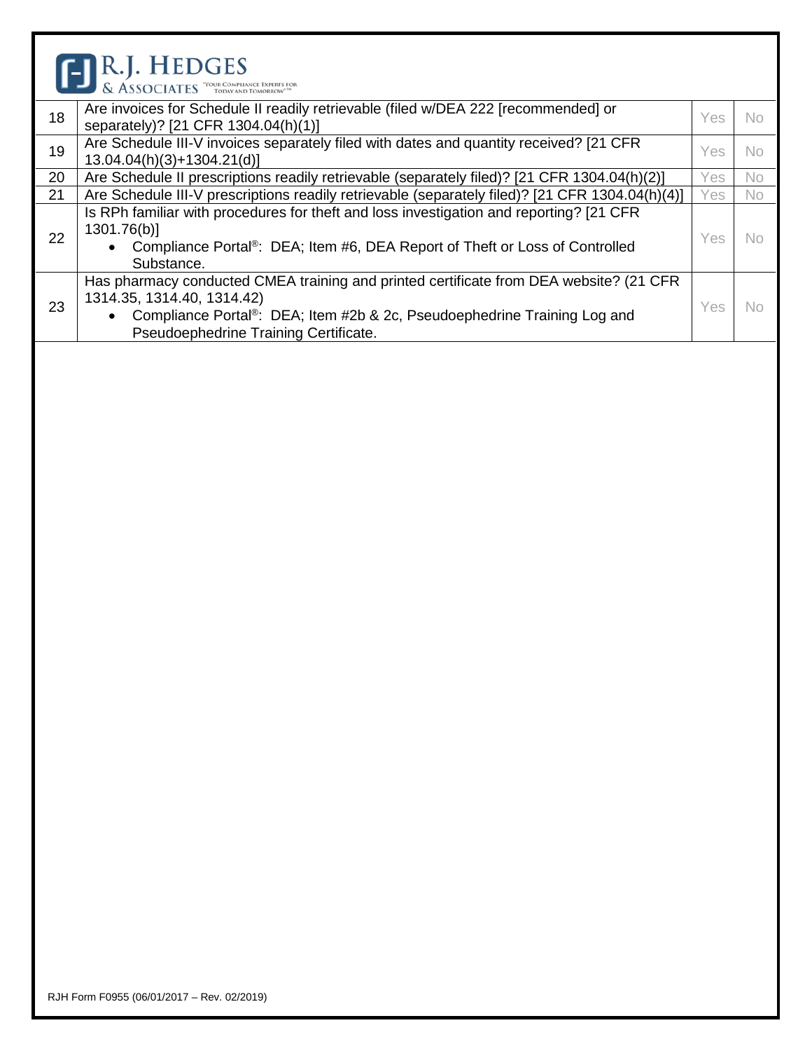| | | | |
|---|---|---|---|
| 18 | Are invoices for Schedule II readily retrievable (filed w/DEA 222 [recommended] or separately)? [21 CFR 1304.04(h)(1)] | Yes | No |
| 19 | Are Schedule III-V invoices separately filed with dates and quantity received? [21 CFR 13.04.04(h)(3)+1304.21(d)] | Yes | No |
| 20 | Are Schedule II prescriptions readily retrievable (separately filed)? [21 CFR 1304.04(h)(2)] | Yes | No |
| 21 | Are Schedule III-V prescriptions readily retrievable (separately filed)? [21 CFR 1304.04(h)(4)] | Yes | No |
| 22 | Is RPh familiar with procedures for theft and loss investigation and reporting? [21 CFR 1301.76(b)]<br>• Compliance Portal®: DEA; Item #6, DEA Report of Theft or Loss of Controlled Substance. | Yes | No |
| 23 | Has pharmacy conducted CMEA training and printed certificate from DEA website? (21 CFR 1314.35, 1314.40, 1314.42)<br>• Compliance Portal®: DEA; Item #2b & 2c, Pseudoephedrine Training Log and Pseudoephedrine Training Certificate. | Yes | No |